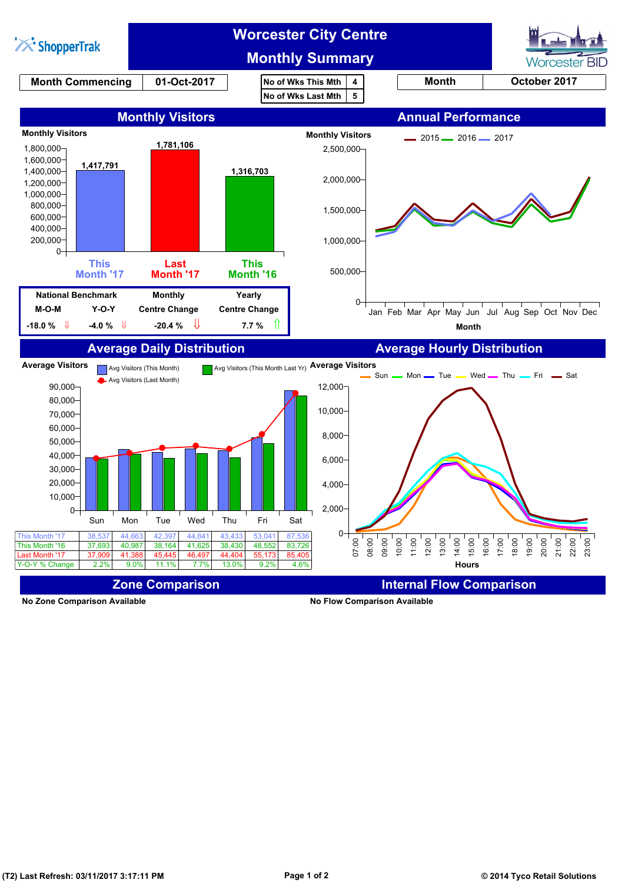# Worcester City Centre Monthly Summary

ShopperTrak | Worcester BID

| Month Commencing | 01-Oct-2017 |
|---|---|

| No of Wks This Mth | 4 |
|---|---|
| No of Wks Last Mth | 5 |

| Month | October 2017 |
|---|---|

## Monthly Visitors

Monthly Visitors

| | Visitors |
|---|---|
| This Month '17 | 1,417,791 |
| Last Month '17 | 1,781,106 |
| This Month '16 | 1,316,703 |

| National Benchmark M-O-M | National Benchmark Y-O-Y | Monthly Centre Change | Yearly Centre Change |
|---|---|---|---|
| -18.0 % ⇩ | -4.0 % ⇩ | -20.4 % ⇩ | 7.7 % ⇧ |

## Annual Performance

Monthly Visitors (2015, 2016, 2017) by Month: Jan, Feb, Mar, Apr, May, Jun, Jul, Aug, Sep, Oct, Nov, Dec

## Average Daily Distribution

Average Visitors — Avg Visitors (This Month), Avg Visitors (This Month Last Yr), Avg Visitors (Last Month)

| | Sun | Mon | Tue | Wed | Thu | Fri | Sat |
|---|---|---|---|---|---|---|---|
| This Month '17 | 38,537 | 44,663 | 42,397 | 44,841 | 43,433 | 53,041 | 87,536 |
| This Month '16 | 37,693 | 40,987 | 38,164 | 41,625 | 38,430 | 48,552 | 83,726 |
| Last Month '17 | 37,909 | 41,388 | 45,445 | 46,497 | 44,404 | 55,173 | 85,405 |
| Y-O-Y % Change | 2.2% | 9.0% | 11.1% | 7.7% | 13.0% | 9.2% | 4.6% |

## Average Hourly Distribution

Average Visitors by Hours (07:00–23:00) for Sun, Mon, Tue, Wed, Thu, Fri, Sat

## Zone Comparison

No Zone Comparison Available

## Internal Flow Comparison

No Flow Comparison Available

(T2) Last Refresh: 03/11/2017 3:17:11 PM

© 2014 Tyco Retail Solutions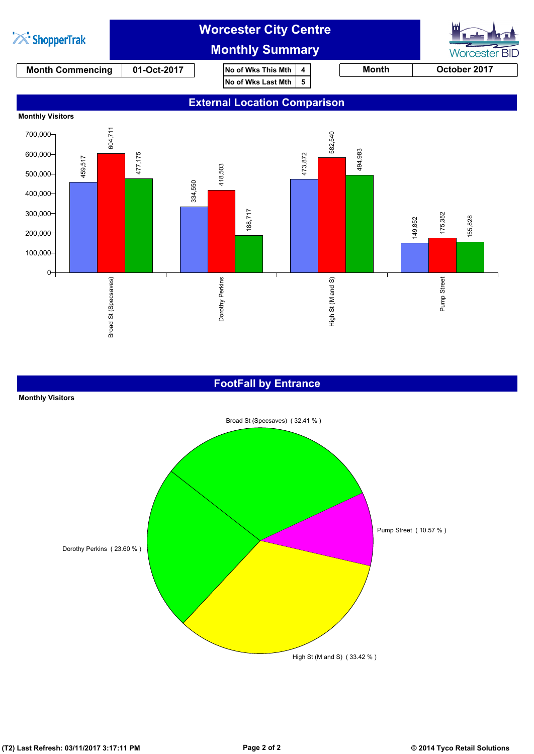# Worcester City Centre
## Monthly Summary

| Month Commencing | 01-Oct-2017 |
|---|---|

| No of Wks This Mth | 4 |
|---|---|
| No of Wks Last Mth | 5 |

| Month | October 2017 |
|---|---|

## External Location Comparison

**Monthly Visitors**

| Location | Blue | Red | Green |
|---|---|---|---|
| Broad St (Specsaves) | 459,517 | 604,711 | 477,175 |
| Dorothy Perkins | 334,550 | 418,503 | 188,717 |
| High St (M and S) | 473,872 | 582,540 | 494,983 |
| Pump Street | 149,852 | 175,352 | 155,828 |

## FootFall by Entrance

**Monthly Visitors**

- Broad St (Specsaves) ( 32.41 % )
- Pump Street ( 10.57 % )
- High St (M and S) ( 33.42 % )
- Dorothy Perkins ( 23.60 % )

(T2) Last Refresh: 03/11/2017 3:17:11 PM

© 2014 Tyco Retail Solutions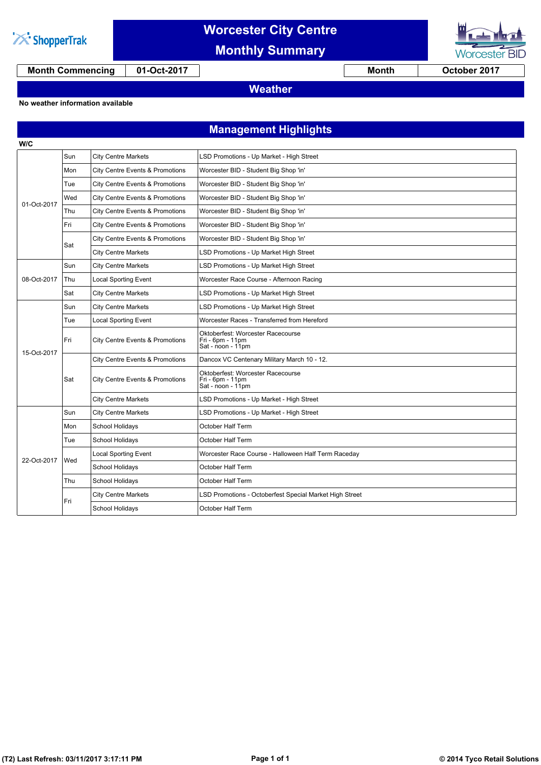# Worcester City Centre
## Monthly Summary

| Month Commencing | 01-Oct-2017 | Month | October 2017 |
|---|---|---|---|

## Weather

**No weather information available**

## Management Highlights

| W/C | | | |
|---|---|---|---|
| 01-Oct-2017 | Sun | City Centre Markets | LSD Promotions - Up Market - High Street |
| | Mon | City Centre Events & Promotions | Worcester BID - Student Big Shop 'in' |
| | Tue | City Centre Events & Promotions | Worcester BID - Student Big Shop 'in' |
| | Wed | City Centre Events & Promotions | Worcester BID - Student Big Shop 'in' |
| | Thu | City Centre Events & Promotions | Worcester BID - Student Big Shop 'in' |
| | Fri | City Centre Events & Promotions | Worcester BID - Student Big Shop 'in' |
| | Sat | City Centre Events & Promotions | Worcester BID - Student Big Shop 'in' |
| | | City Centre Markets | LSD Promotions - Up Market High Street |
| 08-Oct-2017 | Sun | City Centre Markets | LSD Promotions - Up Market High Street |
| | Thu | Local Sporting Event | Worcester Race Course - Afternoon Racing |
| | Sat | City Centre Markets | LSD Promotions - Up Market High Street |
| 15-Oct-2017 | Sun | City Centre Markets | LSD Promotions - Up Market High Street |
| | Tue | Local Sporting Event | Worcester Races - Transferred from Hereford |
| | Fri | City Centre Events & Promotions | Oktoberfest: Worcester Racecourse<br>Fri - 6pm - 11pm<br>Sat - noon - 11pm |
| | Sat | City Centre Events & Promotions | Dancox VC Centenary Military March 10 - 12. |
| | | City Centre Events & Promotions | Oktoberfest: Worcester Racecourse<br>Fri - 6pm - 11pm<br>Sat - noon - 11pm |
| | | City Centre Markets | LSD Promotions - Up Market - High Street |
| 22-Oct-2017 | Sun | City Centre Markets | LSD Promotions - Up Market - High Street |
| | Mon | School Holidays | October Half Term |
| | Tue | School Holidays | October Half Term |
| | Wed | Local Sporting Event | Worcester Race Course - Halloween Half Term Raceday |
| | | School Holidays | October Half Term |
| | Thu | School Holidays | October Half Term |
| | Fri | City Centre Markets | LSD Promotions - Octoberfest Special Market High Street |
| | | School Holidays | October Half Term |

(T2) Last Refresh: 03/11/2017 3:17:11 PM

© 2014 Tyco Retail Solutions